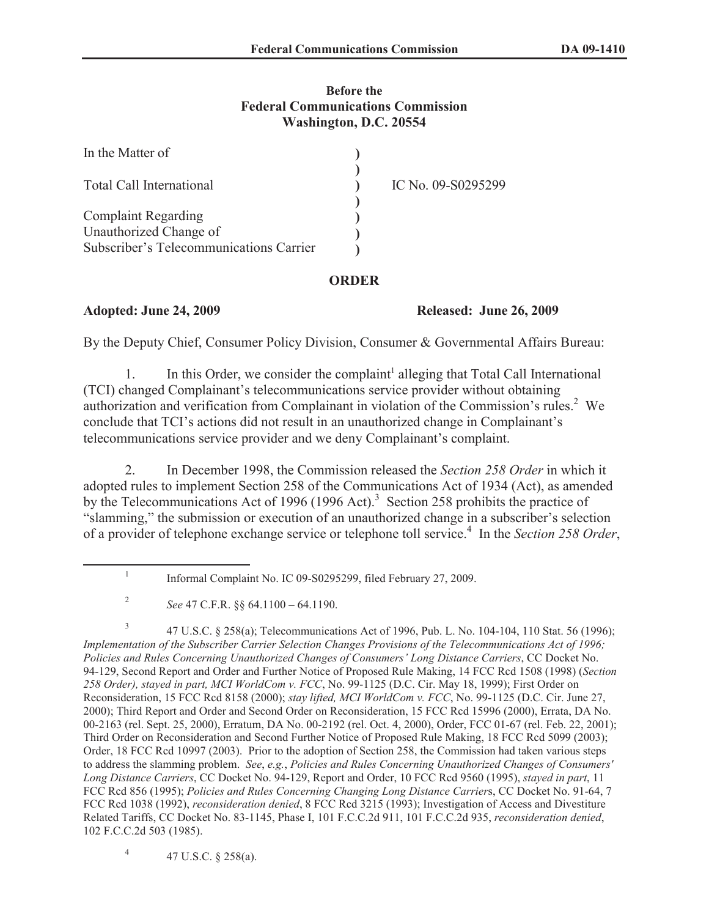**Before the**
**Federal Communications Commission**
**Washington, D.C. 20554**

| In the Matter of | ) | |
|---|---|---|
| | ) | |
| Total Call International | ) | IC No. 09-S0295299 |
| | ) | |
| Complaint Regarding | ) | |
| Unauthorized Change of | ) | |
| Subscriber's Telecommunications Carrier | ) | |

## ORDER

**Adopted: June 24, 2009** **Released: June 26, 2009**

By the Deputy Chief, Consumer Policy Division, Consumer & Governmental Affairs Bureau:

1. In this Order, we consider the complaint[1] alleging that Total Call International (TCI) changed Complainant's telecommunications service provider without obtaining authorization and verification from Complainant in violation of the Commission's rules.[2] We conclude that TCI's actions did not result in an unauthorized change in Complainant's telecommunications service provider and we deny Complainant's complaint.

2. In December 1998, the Commission released the *Section 258 Order* in which it adopted rules to implement Section 258 of the Communications Act of 1934 (Act), as amended by the Telecommunications Act of 1996 (1996 Act).[3] Section 258 prohibits the practice of "slamming," the submission or execution of an unauthorized change in a subscriber's selection of a provider of telephone exchange service or telephone toll service.[4] In the *Section 258 Order*,

---

[1] Informal Complaint No. IC 09-S0295299, filed February 27, 2009.

[2] *See* 47 C.F.R. §§ 64.1100 – 64.1190.

[3] 47 U.S.C. § 258(a); Telecommunications Act of 1996, Pub. L. No. 104-104, 110 Stat. 56 (1996); *Implementation of the Subscriber Carrier Selection Changes Provisions of the Telecommunications Act of 1996; Policies and Rules Concerning Unauthorized Changes of Consumers' Long Distance Carriers*, CC Docket No. 94-129, Second Report and Order and Further Notice of Proposed Rule Making, 14 FCC Rcd 1508 (1998) (*Section 258 Order), stayed in part, MCI WorldCom v. FCC*, No. 99-1125 (D.C. Cir. May 18, 1999); First Order on Reconsideration, 15 FCC Rcd 8158 (2000); *stay lifted, MCI WorldCom v. FCC*, No. 99-1125 (D.C. Cir. June 27, 2000); Third Report and Order and Second Order on Reconsideration, 15 FCC Rcd 15996 (2000), Errata, DA No. 00-2163 (rel. Sept. 25, 2000), Erratum, DA No. 00-2192 (rel. Oct. 4, 2000), Order, FCC 01-67 (rel. Feb. 22, 2001); Third Order on Reconsideration and Second Further Notice of Proposed Rule Making, 18 FCC Rcd 5099 (2003); Order, 18 FCC Rcd 10997 (2003). Prior to the adoption of Section 258, the Commission had taken various steps to address the slamming problem. *See*, *e.g.*, *Policies and Rules Concerning Unauthorized Changes of Consumers' Long Distance Carriers*, CC Docket No. 94-129, Report and Order, 10 FCC Rcd 9560 (1995), *stayed in part*, 11 FCC Rcd 856 (1995); *Policies and Rules Concerning Changing Long Distance Carrier*s, CC Docket No. 91-64, 7 FCC Rcd 1038 (1992), *reconsideration denied*, 8 FCC Rcd 3215 (1993); Investigation of Access and Divestiture Related Tariffs, CC Docket No. 83-1145, Phase I, 101 F.C.C.2d 911, 101 F.C.C.2d 935, *reconsideration denied*, 102 F.C.C.2d 503 (1985).

[4] 47 U.S.C. § 258(a).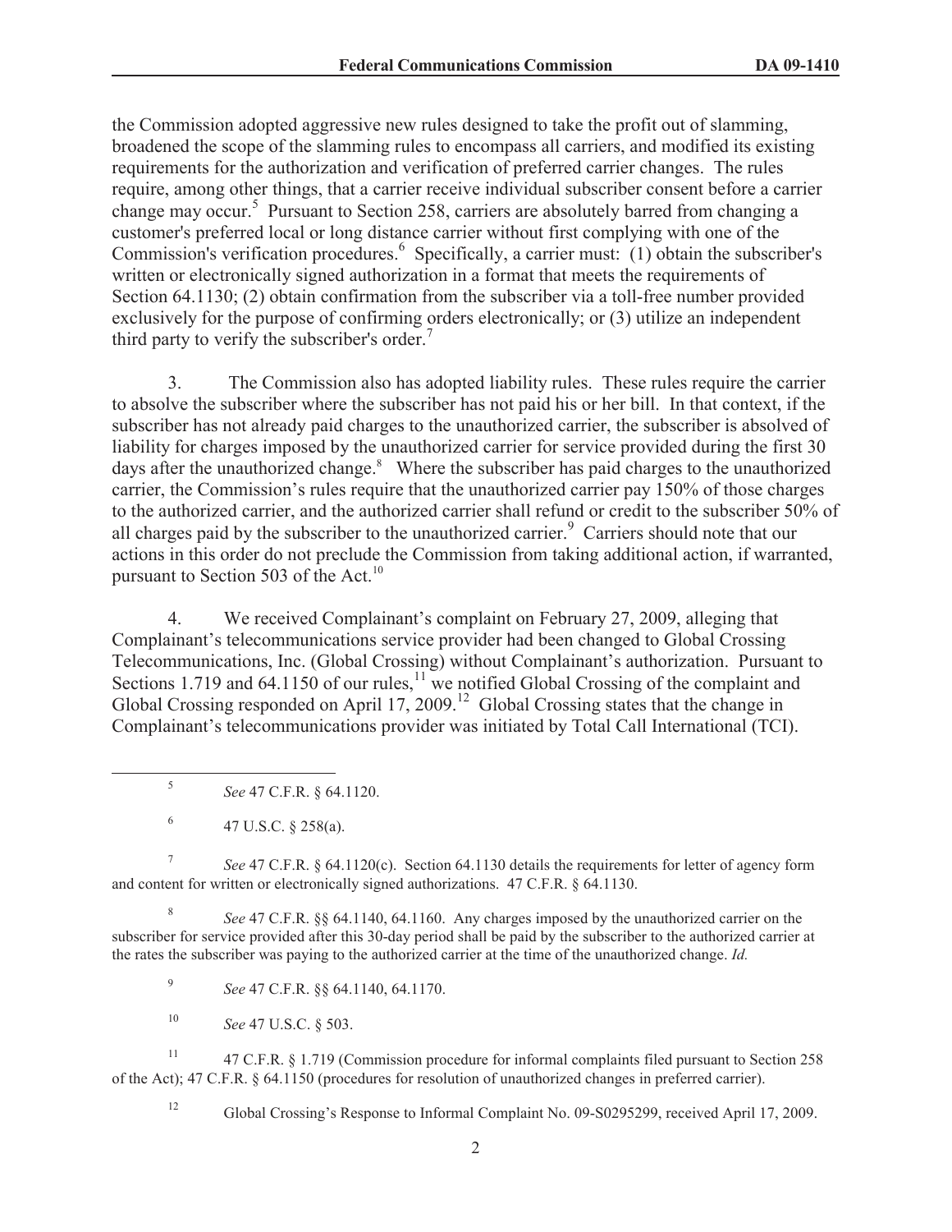the Commission adopted aggressive new rules designed to take the profit out of slamming, broadened the scope of the slamming rules to encompass all carriers, and modified its existing requirements for the authorization and verification of preferred carrier changes. The rules require, among other things, that a carrier receive individual subscriber consent before a carrier change may occur.[5] Pursuant to Section 258, carriers are absolutely barred from changing a customer's preferred local or long distance carrier without first complying with one of the Commission's verification procedures.[6] Specifically, a carrier must: (1) obtain the subscriber's written or electronically signed authorization in a format that meets the requirements of Section 64.1130; (2) obtain confirmation from the subscriber via a toll-free number provided exclusively for the purpose of confirming orders electronically; or (3) utilize an independent third party to verify the subscriber's order.[7]

3. The Commission also has adopted liability rules. These rules require the carrier to absolve the subscriber where the subscriber has not paid his or her bill. In that context, if the subscriber has not already paid charges to the unauthorized carrier, the subscriber is absolved of liability for charges imposed by the unauthorized carrier for service provided during the first 30 days after the unauthorized change.[8] Where the subscriber has paid charges to the unauthorized carrier, the Commission's rules require that the unauthorized carrier pay 150% of those charges to the authorized carrier, and the authorized carrier shall refund or credit to the subscriber 50% of all charges paid by the subscriber to the unauthorized carrier.[9] Carriers should note that our actions in this order do not preclude the Commission from taking additional action, if warranted, pursuant to Section 503 of the Act.[10]

4. We received Complainant's complaint on February 27, 2009, alleging that Complainant's telecommunications service provider had been changed to Global Crossing Telecommunications, Inc. (Global Crossing) without Complainant's authorization. Pursuant to Sections 1.719 and 64.1150 of our rules,[11] we notified Global Crossing of the complaint and Global Crossing responded on April 17, 2009.[12] Global Crossing states that the change in Complainant's telecommunications provider was initiated by Total Call International (TCI).

---

[5] *See* 47 C.F.R. § 64.1120.

[6] 47 U.S.C. § 258(a).

[7] *See* 47 C.F.R. § 64.1120(c). Section 64.1130 details the requirements for letter of agency form and content for written or electronically signed authorizations. 47 C.F.R. § 64.1130.

[8] *See* 47 C.F.R. §§ 64.1140, 64.1160. Any charges imposed by the unauthorized carrier on the subscriber for service provided after this 30-day period shall be paid by the subscriber to the authorized carrier at the rates the subscriber was paying to the authorized carrier at the time of the unauthorized change. *Id.*

[9] *See* 47 C.F.R. §§ 64.1140, 64.1170.

[10] *See* 47 U.S.C. § 503.

[11] 47 C.F.R. § 1.719 (Commission procedure for informal complaints filed pursuant to Section 258 of the Act); 47 C.F.R. § 64.1150 (procedures for resolution of unauthorized changes in preferred carrier).

[12] Global Crossing's Response to Informal Complaint No. 09-S0295299, received April 17, 2009.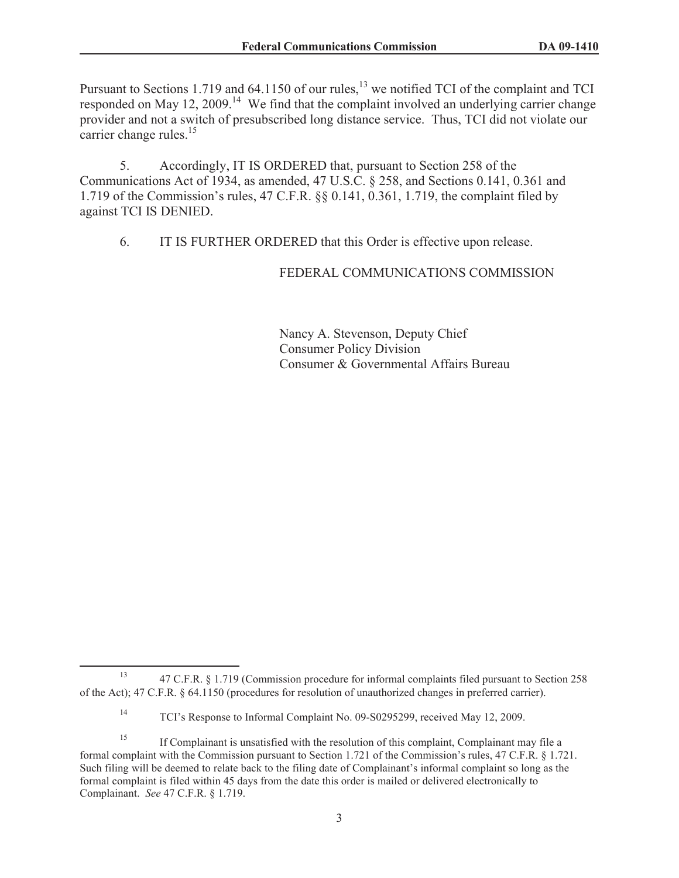Pursuant to Sections 1.719 and 64.1150 of our rules,[13] we notified TCI of the complaint and TCI responded on May 12, 2009.[14] We find that the complaint involved an underlying carrier change provider and not a switch of presubscribed long distance service. Thus, TCI did not violate our carrier change rules.[15]

5. Accordingly, IT IS ORDERED that, pursuant to Section 258 of the Communications Act of 1934, as amended, 47 U.S.C. § 258, and Sections 0.141, 0.361 and 1.719 of the Commission's rules, 47 C.F.R. §§ 0.141, 0.361, 1.719, the complaint filed by against TCI IS DENIED.

6. IT IS FURTHER ORDERED that this Order is effective upon release.

FEDERAL COMMUNICATIONS COMMISSION

Nancy A. Stevenson, Deputy Chief
Consumer Policy Division
Consumer & Governmental Affairs Bureau

---

[13] 47 C.F.R. § 1.719 (Commission procedure for informal complaints filed pursuant to Section 258 of the Act); 47 C.F.R. § 64.1150 (procedures for resolution of unauthorized changes in preferred carrier).

[14] TCI's Response to Informal Complaint No. 09-S0295299, received May 12, 2009.

[15] If Complainant is unsatisfied with the resolution of this complaint, Complainant may file a formal complaint with the Commission pursuant to Section 1.721 of the Commission's rules, 47 C.F.R. § 1.721. Such filing will be deemed to relate back to the filing date of Complainant's informal complaint so long as the formal complaint is filed within 45 days from the date this order is mailed or delivered electronically to Complainant. *See* 47 C.F.R. § 1.719.